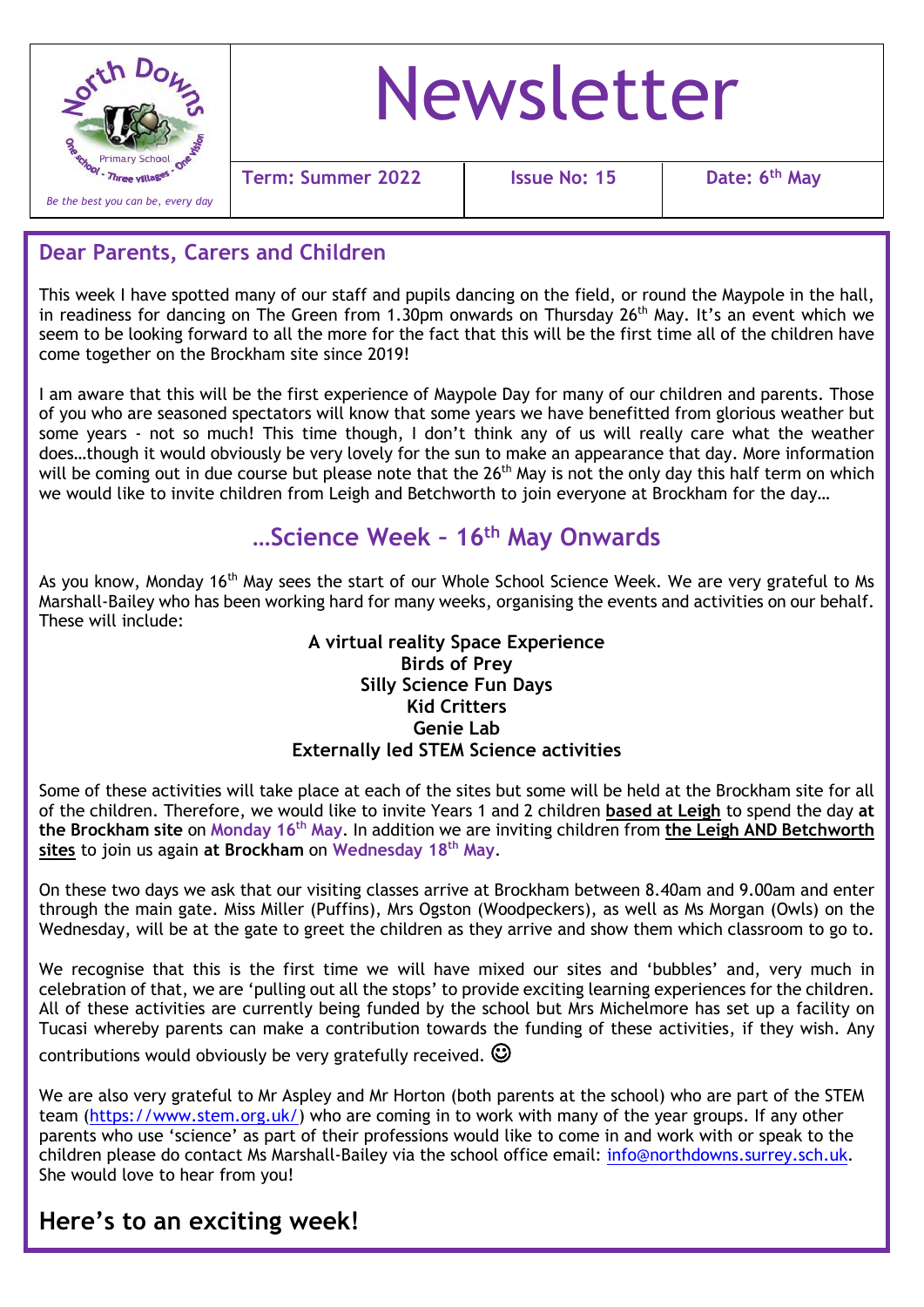North Downs Primary School - One school - Three villages - One vision

*Be the best you can be, every day*

# Newsletter

| Term: Summer 2022 | Issue No: 15 | Date: 6th May |
|---|---|---|

## Dear Parents, Carers and Children

This week I have spotted many of our staff and pupils dancing on the field, or round the Maypole in the hall, in readiness for dancing on The Green from 1.30pm onwards on Thursday 26th May. It's an event which we seem to be looking forward to all the more for the fact that this will be the first time all of the children have come together on the Brockham site since 2019!

I am aware that this will be the first experience of Maypole Day for many of our children and parents. Those of you who are seasoned spectators will know that some years we have benefitted from glorious weather but some years - not so much! This time though, I don't think any of us will really care what the weather does…though it would obviously be very lovely for the sun to make an appearance that day. More information will be coming out in due course but please note that the 26th May is not the only day this half term on which we would like to invite children from Leigh and Betchworth to join everyone at Brockham for the day…

## …Science Week – 16th May Onwards

As you know, Monday 16th May sees the start of our Whole School Science Week. We are very grateful to Ms Marshall-Bailey who has been working hard for many weeks, organising the events and activities on our behalf. These will include:

**A virtual reality Space Experience**
**Birds of Prey**
**Silly Science Fun Days**
**Kid Critters**
**Genie Lab**
**Externally led STEM Science activities**

Some of these activities will take place at each of the sites but some will be held at the Brockham site for all of the children. Therefore, we would like to invite Years 1 and 2 children **based at Leigh** to spend the day **at the Brockham site** on **Monday 16th May**. In addition we are inviting children from **the Leigh AND Betchworth sites** to join us again **at Brockham** on **Wednesday 18th May**.

On these two days we ask that our visiting classes arrive at Brockham between 8.40am and 9.00am and enter through the main gate. Miss Miller (Puffins), Mrs Ogston (Woodpeckers), as well as Ms Morgan (Owls) on the Wednesday, will be at the gate to greet the children as they arrive and show them which classroom to go to.

We recognise that this is the first time we will have mixed our sites and 'bubbles' and, very much in celebration of that, we are 'pulling out all the stops' to provide exciting learning experiences for the children. All of these activities are currently being funded by the school but Mrs Michelmore has set up a facility on Tucasi whereby parents can make a contribution towards the funding of these activities, if they wish. Any contributions would obviously be very gratefully received. ☺

We are also very grateful to Mr Aspley and Mr Horton (both parents at the school) who are part of the STEM team (https://www.stem.org.uk/) who are coming in to work with many of the year groups. If any other parents who use 'science' as part of their professions would like to come in and work with or speak to the children please do contact Ms Marshall-Bailey via the school office email: info@northdowns.surrey.sch.uk. She would love to hear from you!

## Here's to an exciting week!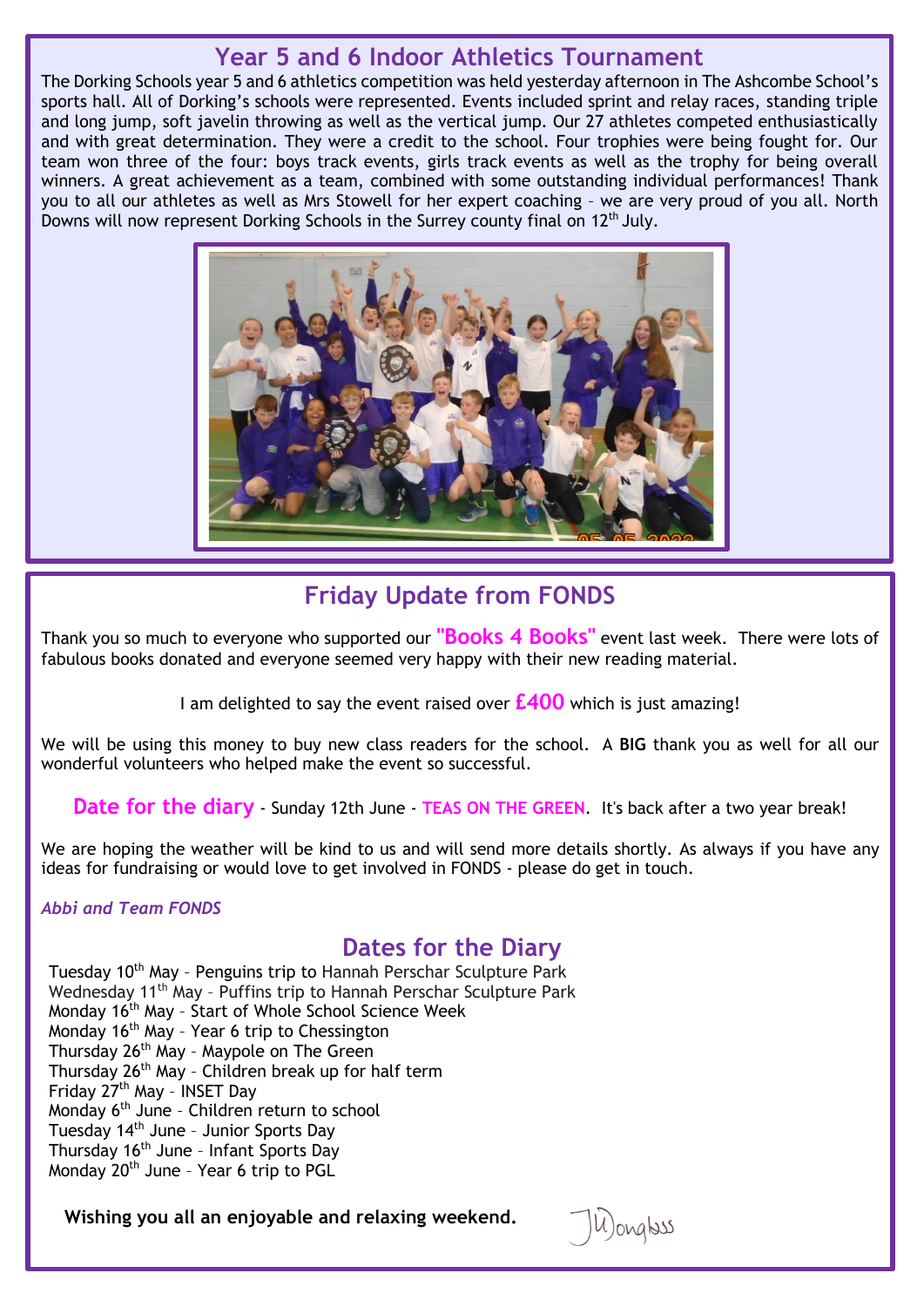## Year 5 and 6 Indoor Athletics Tournament

The Dorking Schools year 5 and 6 athletics competition was held yesterday afternoon in The Ashcombe School's sports hall. All of Dorking's schools were represented. Events included sprint and relay races, standing triple and long jump, soft javelin throwing as well as the vertical jump. Our 27 athletes competed enthusiastically and with great determination. They were a credit to the school. Four trophies were being fought for. Our team won three of the four: boys track events, girls track events as well as the trophy for being overall winners. A great achievement as a team, combined with some outstanding individual performances! Thank you to all our athletes as well as Mrs Stowell for her expert coaching – we are very proud of you all. North Downs will now represent Dorking Schools in the Surrey county final on 12th July.

## Friday Update from FONDS

Thank you so much to everyone who supported our **"Books 4 Books"** event last week. There were lots of fabulous books donated and everyone seemed very happy with their new reading material.

I am delighted to say the event raised over **£400** which is just amazing!

We will be using this money to buy new class readers for the school. A **BIG** thank you as well for all our wonderful volunteers who helped make the event so successful.

**Date for the diary** - Sunday 12th June - **TEAS ON THE GREEN**. It's back after a two year break!

We are hoping the weather will be kind to us and will send more details shortly. As always if you have any ideas for fundraising or would love to get involved in FONDS - please do get in touch.

*Abbi and Team FONDS*

## Dates for the Diary

Tuesday 10th May – Penguins trip to Hannah Perschar Sculpture Park
Wednesday 11th May – Puffins trip to Hannah Perschar Sculpture Park
Monday 16th May – Start of Whole School Science Week
Monday 16th May – Year 6 trip to Chessington
Thursday 26th May – Maypole on The Green
Thursday 26th May – Children break up for half term
Friday 27th May – INSET Day
Monday 6th June – Children return to school
Tuesday 14th June – Junior Sports Day
Thursday 16th June – Infant Sports Day
Monday 20th June – Year 6 trip to PGL

**Wishing you all an enjoyable and relaxing weekend.**

J Douglass